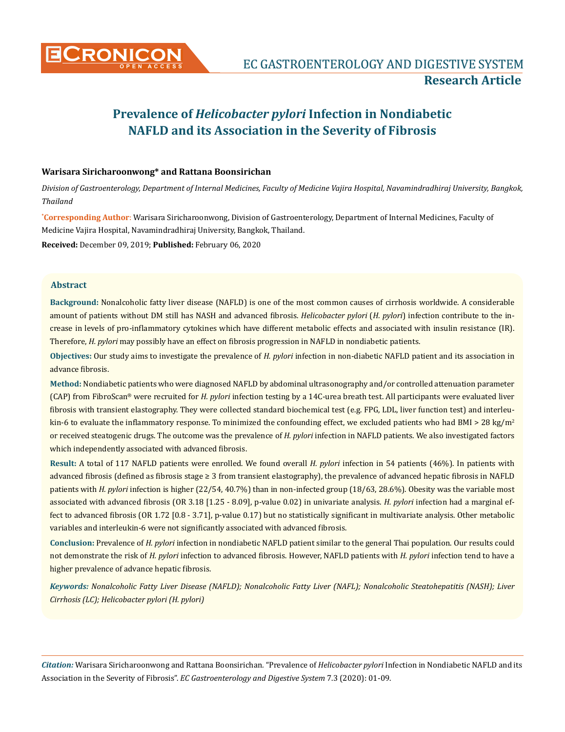# Prevalence of *Helicobacter pylori* Infection in Nondiabetic NAFLD and its Association in the Severity of Fibrosis

**Warisara Siricharoonwong\* and Rattana Boonsirichan**

*Division of Gastroenterology, Department of Internal Medicines, Faculty of Medicine Vajira Hospital, Navamindradhiraj University, Bangkok, Thailand*

**\*Corresponding Author**: Warisara Siricharoonwong, Division of Gastroenterology, Department of Internal Medicines, Faculty of Medicine Vajira Hospital, Navamindradhiraj University, Bangkok, Thailand.

**Received:** December 09, 2019; **Published:** February 06, 2020

## Abstract

**Background:** Nonalcoholic fatty liver disease (NAFLD) is one of the most common causes of cirrhosis worldwide. A considerable amount of patients without DM still has NASH and advanced fibrosis. *Helicobacter pylori* (*H. pylori*) infection contribute to the increase in levels of pro-inflammatory cytokines which have different metabolic effects and associated with insulin resistance (IR). Therefore, *H. pylori* may possibly have an effect on fibrosis progression in NAFLD in nondiabetic patients.

**Objectives:** Our study aims to investigate the prevalence of *H. pylori* infection in non-diabetic NAFLD patient and its association in advance fibrosis.

**Method:** Nondiabetic patients who were diagnosed NAFLD by abdominal ultrasonography and/or controlled attenuation parameter (CAP) from FibroScan® were recruited for *H. pylori* infection testing by a 14C-urea breath test. All participants were evaluated liver fibrosis with transient elastography. They were collected standard biochemical test (e.g. FPG, LDL, liver function test) and interleukin-6 to evaluate the inflammatory response. To minimized the confounding effect, we excluded patients who had BMI > 28 kg/m$^2$ or received steatogenic drugs. The outcome was the prevalence of *H. pylori* infection in NAFLD patients. We also investigated factors which independently associated with advanced fibrosis.

**Result:** A total of 117 NAFLD patients were enrolled. We found overall *H. pylori* infection in 54 patients (46%). In patients with advanced fibrosis (defined as fibrosis stage ≥ 3 from transient elastography), the prevalence of advanced hepatic fibrosis in NAFLD patients with *H. pylori* infection is higher (22/54, 40.7%) than in non-infected group (18/63, 28.6%). Obesity was the variable most associated with advanced fibrosis (OR 3.18 [1.25 - 8.09], p-value 0.02) in univariate analysis. *H. pylori* infection had a marginal effect to advanced fibrosis (OR 1.72 [0.8 - 3.71], p-value 0.17) but no statistically significant in multivariate analysis. Other metabolic variables and interleukin-6 were not significantly associated with advanced fibrosis.

**Conclusion:** Prevalence of *H. pylori* infection in nondiabetic NAFLD patient similar to the general Thai population. Our results could not demonstrate the risk of *H. pylori* infection to advanced fibrosis. However, NAFLD patients with *H. pylori* infection tend to have a higher prevalence of advance hepatic fibrosis.

***Keywords:*** *Nonalcoholic Fatty Liver Disease (NAFLD); Nonalcoholic Fatty Liver (NAFL); Nonalcoholic Steatohepatitis (NASH); Liver Cirrhosis (LC); Helicobacter pylori (H. pylori)*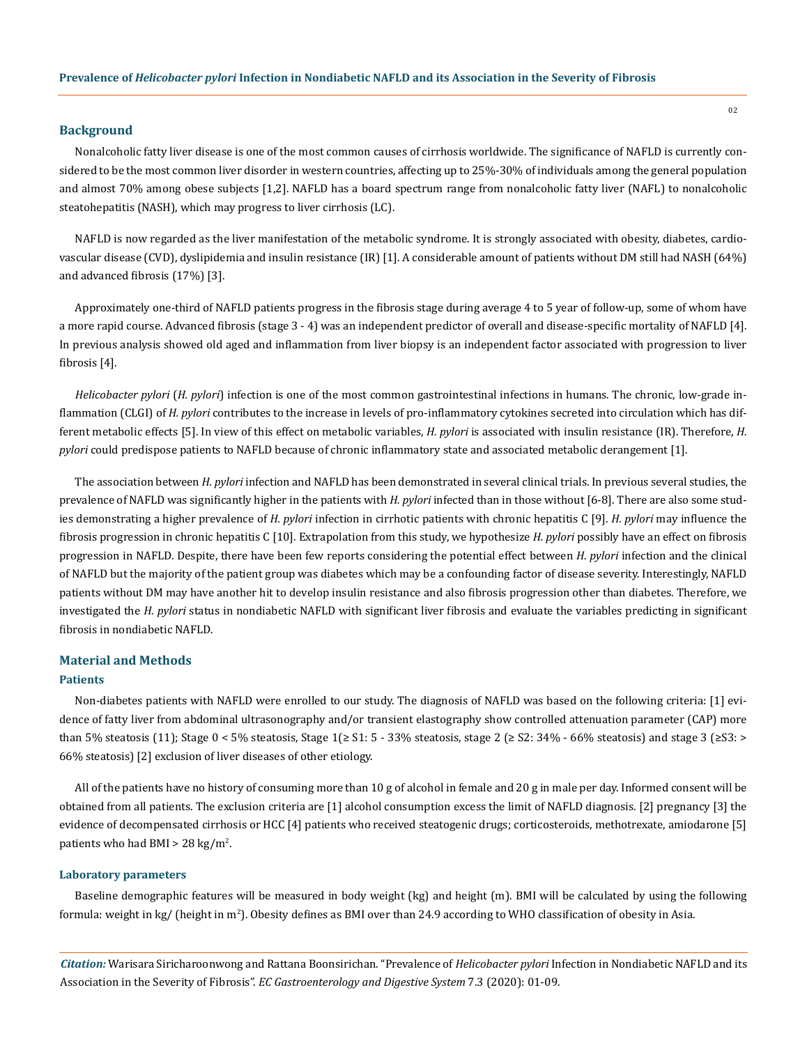## Background

Nonalcoholic fatty liver disease is one of the most common causes of cirrhosis worldwide. The significance of NAFLD is currently considered to be the most common liver disorder in western countries, affecting up to 25%-30% of individuals among the general population and almost 70% among obese subjects [1,2]. NAFLD has a board spectrum range from nonalcoholic fatty liver (NAFL) to nonalcoholic steatohepatitis (NASH), which may progress to liver cirrhosis (LC).

NAFLD is now regarded as the liver manifestation of the metabolic syndrome. It is strongly associated with obesity, diabetes, cardiovascular disease (CVD), dyslipidemia and insulin resistance (IR) [1]. A considerable amount of patients without DM still had NASH (64%) and advanced fibrosis (17%) [3].

Approximately one-third of NAFLD patients progress in the fibrosis stage during average 4 to 5 year of follow-up, some of whom have a more rapid course. Advanced fibrosis (stage 3 - 4) was an independent predictor of overall and disease-specific mortality of NAFLD [4]. In previous analysis showed old aged and inflammation from liver biopsy is an independent factor associated with progression to liver fibrosis [4].

*Helicobacter pylori* (*H. pylori*) infection is one of the most common gastrointestinal infections in humans. The chronic, low-grade inflammation (CLGI) of *H. pylori* contributes to the increase in levels of pro-inflammatory cytokines secreted into circulation which has different metabolic effects [5]. In view of this effect on metabolic variables, *H. pylori* is associated with insulin resistance (IR). Therefore, *H. pylori* could predispose patients to NAFLD because of chronic inflammatory state and associated metabolic derangement [1].

The association between *H. pylori* infection and NAFLD has been demonstrated in several clinical trials. In previous several studies, the prevalence of NAFLD was significantly higher in the patients with *H. pylori* infected than in those without [6-8]. There are also some studies demonstrating a higher prevalence of *H. pylori* infection in cirrhotic patients with chronic hepatitis C [9]. *H. pylori* may influence the fibrosis progression in chronic hepatitis C [10]. Extrapolation from this study, we hypothesize *H. pylori* possibly have an effect on fibrosis progression in NAFLD. Despite, there have been few reports considering the potential effect between *H. pylori* infection and the clinical of NAFLD but the majority of the patient group was diabetes which may be a confounding factor of disease severity. Interestingly, NAFLD patients without DM may have another hit to develop insulin resistance and also fibrosis progression other than diabetes. Therefore, we investigated the *H. pylori* status in nondiabetic NAFLD with significant liver fibrosis and evaluate the variables predicting in significant fibrosis in nondiabetic NAFLD.

## Material and Methods

### Patients

Non-diabetes patients with NAFLD were enrolled to our study. The diagnosis of NAFLD was based on the following criteria: [1] evidence of fatty liver from abdominal ultrasonography and/or transient elastography show controlled attenuation parameter (CAP) more than 5% steatosis (11); Stage 0 < 5% steatosis, Stage 1(≥ S1: 5 - 33% steatosis, stage 2 (≥ S2: 34% - 66% steatosis) and stage 3 (≥S3: > 66% steatosis) [2] exclusion of liver diseases of other etiology.

All of the patients have no history of consuming more than 10 g of alcohol in female and 20 g in male per day. Informed consent will be obtained from all patients. The exclusion criteria are [1] alcohol consumption excess the limit of NAFLD diagnosis. [2] pregnancy [3] the evidence of decompensated cirrhosis or HCC [4] patients who received steatogenic drugs; corticosteroids, methotrexate, amiodarone [5] patients who had BMI > 28 kg/m$^2$.

### Laboratory parameters

Baseline demographic features will be measured in body weight (kg) and height (m). BMI will be calculated by using the following formula: weight in kg/ (height in m$^2$). Obesity defines as BMI over than 24.9 according to WHO classification of obesity in Asia.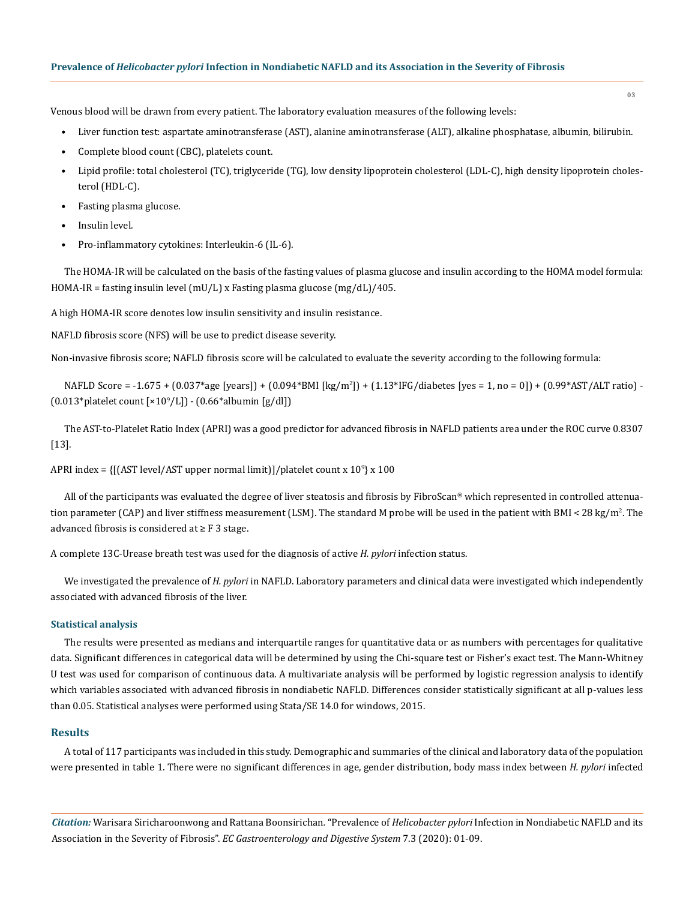Venous blood will be drawn from every patient. The laboratory evaluation measures of the following levels:

- Liver function test: aspartate aminotransferase (AST), alanine aminotransferase (ALT), alkaline phosphatase, albumin, bilirubin.
- Complete blood count (CBC), platelets count.
- Lipid profile: total cholesterol (TC), triglyceride (TG), low density lipoprotein cholesterol (LDL-C), high density lipoprotein cholesterol (HDL-C).
- Fasting plasma glucose.
- Insulin level.
- Pro-inflammatory cytokines: Interleukin-6 (IL-6).

The HOMA-IR will be calculated on the basis of the fasting values of plasma glucose and insulin according to the HOMA model formula: HOMA-IR = fasting insulin level (mU/L) x Fasting plasma glucose (mg/dL)/405.

A high HOMA-IR score denotes low insulin sensitivity and insulin resistance.

NAFLD fibrosis score (NFS) will be use to predict disease severity.

Non-invasive fibrosis score; NAFLD fibrosis score will be calculated to evaluate the severity according to the following formula:

NAFLD Score = -1.675 + (0.037*age [years]) + (0.094*BMI [kg/m$^2$]) + (1.13*IFG/diabetes [yes = 1, no = 0]) + (0.99*AST/ALT ratio) - (0.013*platelet count [×10$^9$/L]) - (0.66*albumin [g/dl])

The AST-to-Platelet Ratio Index (APRI) was a good predictor for advanced fibrosis in NAFLD patients area under the ROC curve 0.8307 [13].

APRI index = {[(AST level/AST upper normal limit)]/platelet count x 10$^9$} x 100

All of the participants was evaluated the degree of liver steatosis and fibrosis by FibroScan® which represented in controlled attenuation parameter (CAP) and liver stiffness measurement (LSM). The standard M probe will be used in the patient with BMI < 28 kg/m$^2$. The advanced fibrosis is considered at ≥ F 3 stage.

A complete 13C-Urease breath test was used for the diagnosis of active *H. pylori* infection status.

We investigated the prevalence of *H. pylori* in NAFLD. Laboratory parameters and clinical data were investigated which independently associated with advanced fibrosis of the liver.

### Statistical analysis

The results were presented as medians and interquartile ranges for quantitative data or as numbers with percentages for qualitative data. Significant differences in categorical data will be determined by using the Chi-square test or Fisher's exact test. The Mann-Whitney U test was used for comparison of continuous data. A multivariate analysis will be performed by logistic regression analysis to identify which variables associated with advanced fibrosis in nondiabetic NAFLD. Differences consider statistically significant at all p-values less than 0.05. Statistical analyses were performed using Stata/SE 14.0 for windows, 2015.

## Results

A total of 117 participants was included in this study. Demographic and summaries of the clinical and laboratory data of the population were presented in table 1. There were no significant differences in age, gender distribution, body mass index between *H. pylori* infected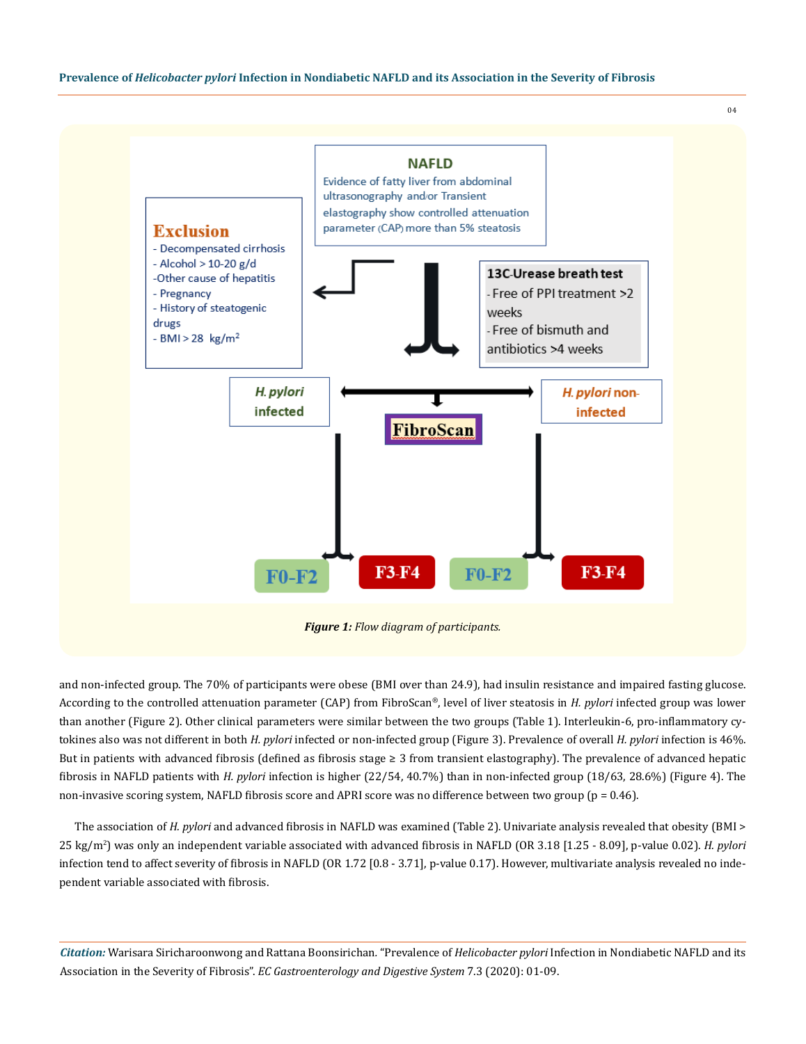**NAFLD**

Evidence of fatty liver from abdominal ultrasonography and/or Transient elastography show controlled attenuation parameter (CAP) more than 5% steatosis

**Exclusion**

- Decompensated cirrhosis
- Alcohol > 10-20 g/d
- Other cause of hepatitis
- Pregnancy
- History of steatogenic drugs
- BMI > 28 kg/m²

**13C-Urease breath test**

- Free of PPI treatment >2 weeks
- Free of bismuth and antibiotics >4 weeks

*H. pylori* infected | FibroScan | *H. pylori* non-infected

F0-F2 | F3-F4 | F0-F2 | F3-F4

***Figure 1:*** *Flow diagram of participants.*

and non-infected group. The 70% of participants were obese (BMI over than 24.9), had insulin resistance and impaired fasting glucose. According to the controlled attenuation parameter (CAP) from FibroScan®, level of liver steatosis in *H. pylori* infected group was lower than another (Figure 2). Other clinical parameters were similar between the two groups (Table 1). Interleukin-6, pro-inflammatory cytokines also was not different in both *H. pylori* infected or non-infected group (Figure 3). Prevalence of overall *H. pylori* infection is 46%. But in patients with advanced fibrosis (defined as fibrosis stage ≥ 3 from transient elastography). The prevalence of advanced hepatic fibrosis in NAFLD patients with *H. pylori* infection is higher (22/54, 40.7%) than in non-infected group (18/63, 28.6%) (Figure 4). The non-invasive scoring system, NAFLD fibrosis score and APRI score was no difference between two group ($p = 0.46$).

The association of *H. pylori* and advanced fibrosis in NAFLD was examined (Table 2). Univariate analysis revealed that obesity (BMI > 25 kg/m²) was only an independent variable associated with advanced fibrosis in NAFLD (OR 3.18 [1.25 - 8.09], p-value 0.02). *H. pylori* infection tend to affect severity of fibrosis in NAFLD (OR 1.72 [0.8 - 3.71], p-value 0.17). However, multivariate analysis revealed no independent variable associated with fibrosis.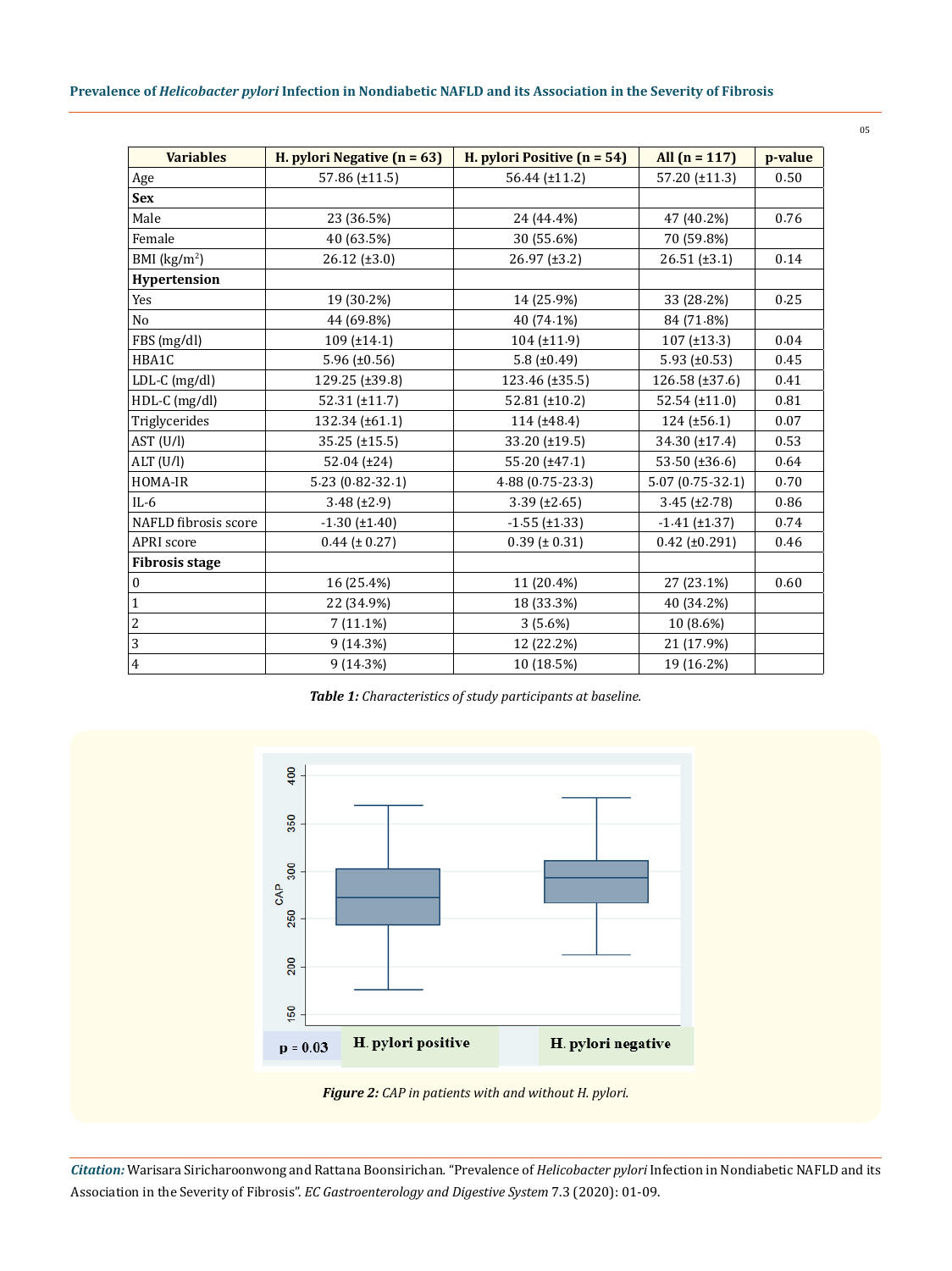| Variables | H. pylori Negative (n = 63) | H. pylori Positive (n = 54) | All (n = 117) | p-value |
|---|---|---|---|---|
| Age | 57.86 (±11.5) | 56.44 (±11.2) | 57.20 (±11.3) | 0.50 |
| **Sex** | | | | |
| Male | 23 (36.5%) | 24 (44.4%) | 47 (40.2%) | 0.76 |
| Female | 40 (63.5%) | 30 (55.6%) | 70 (59.8%) | |
| BMI ($kg/m^2$) | 26.12 (±3.0) | 26.97 (±3.2) | 26.51 (±3.1) | 0.14 |
| **Hypertension** | | | | |
| Yes | 19 (30.2%) | 14 (25.9%) | 33 (28.2%) | 0.25 |
| No | 44 (69.8%) | 40 (74.1%) | 84 (71.8%) | |
| FBS (mg/dl) | 109 (±14.1) | 104 (±11.9) | 107 (±13.3) | 0.04 |
| HBA1C | 5.96 (±0.56) | 5.8 (±0.49) | 5.93 (±0.53) | 0.45 |
| LDL-C (mg/dl) | 129.25 (±39.8) | 123.46 (±35.5) | 126.58 (±37.6) | 0.41 |
| HDL-C (mg/dl) | 52.31 (±11.7) | 52.81 (±10.2) | 52.54 (±11.0) | 0.81 |
| Triglycerides | 132.34 (±61.1) | 114 (±48.4) | 124 (±56.1) | 0.07 |
| AST (U/l) | 35.25 (±15.5) | 33.20 (±19.5) | 34.30 (±17.4) | 0.53 |
| ALT (U/l) | 52.04 (±24) | 55.20 (±47.1) | 53.50 (±36.6) | 0.64 |
| HOMA-IR | 5.23 (0.82-32.1) | 4.88 (0.75-23.3) | 5.07 (0.75-32.1) | 0.70 |
| IL-6 | 3.48 (±2.9) | 3.39 (±2.65) | 3.45 (±2.78) | 0.86 |
| NAFLD fibrosis score | -1.30 (±1.40) | -1.55 (±1.33) | -1.41 (±1.37) | 0.74 |
| APRI score | 0.44 (± 0.27) | 0.39 (± 0.31) | 0.42 (±0.291) | 0.46 |
| **Fibrosis stage** | | | | |
| 0 | 16 (25.4%) | 11 (20.4%) | 27 (23.1%) | 0.60 |
| 1 | 22 (34.9%) | 18 (33.3%) | 40 (34.2%) | |
| 2 | 7 (11.1%) | 3 (5.6%) | 10 (8.6%) | |
| 3 | 9 (14.3%) | 12 (22.2%) | 21 (17.9%) | |
| 4 | 9 (14.3%) | 10 (18.5%) | 19 (16.2%) | |

***Table 1:*** *Characteristics of study participants at baseline.*

***Figure 2:*** *CAP in patients with and without H. pylori.*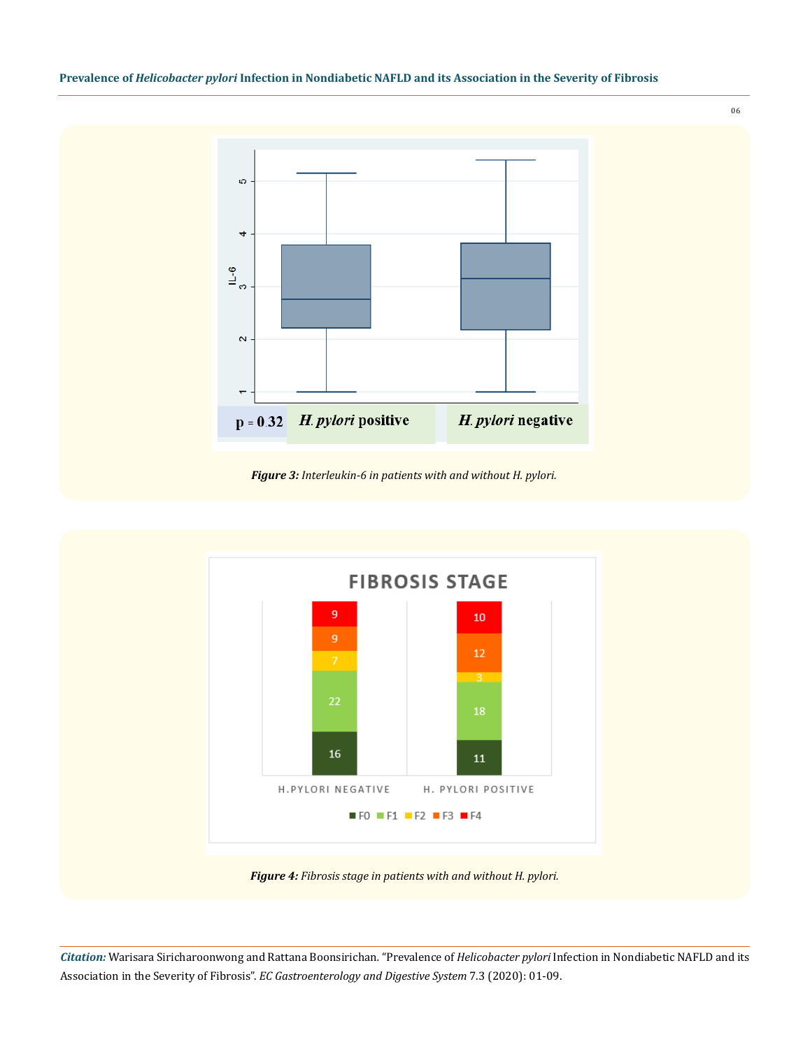Figure 3: Interleukin-6 in patients with and without H. pylori.

Figure 4: Fibrosis stage in patients with and without H. pylori.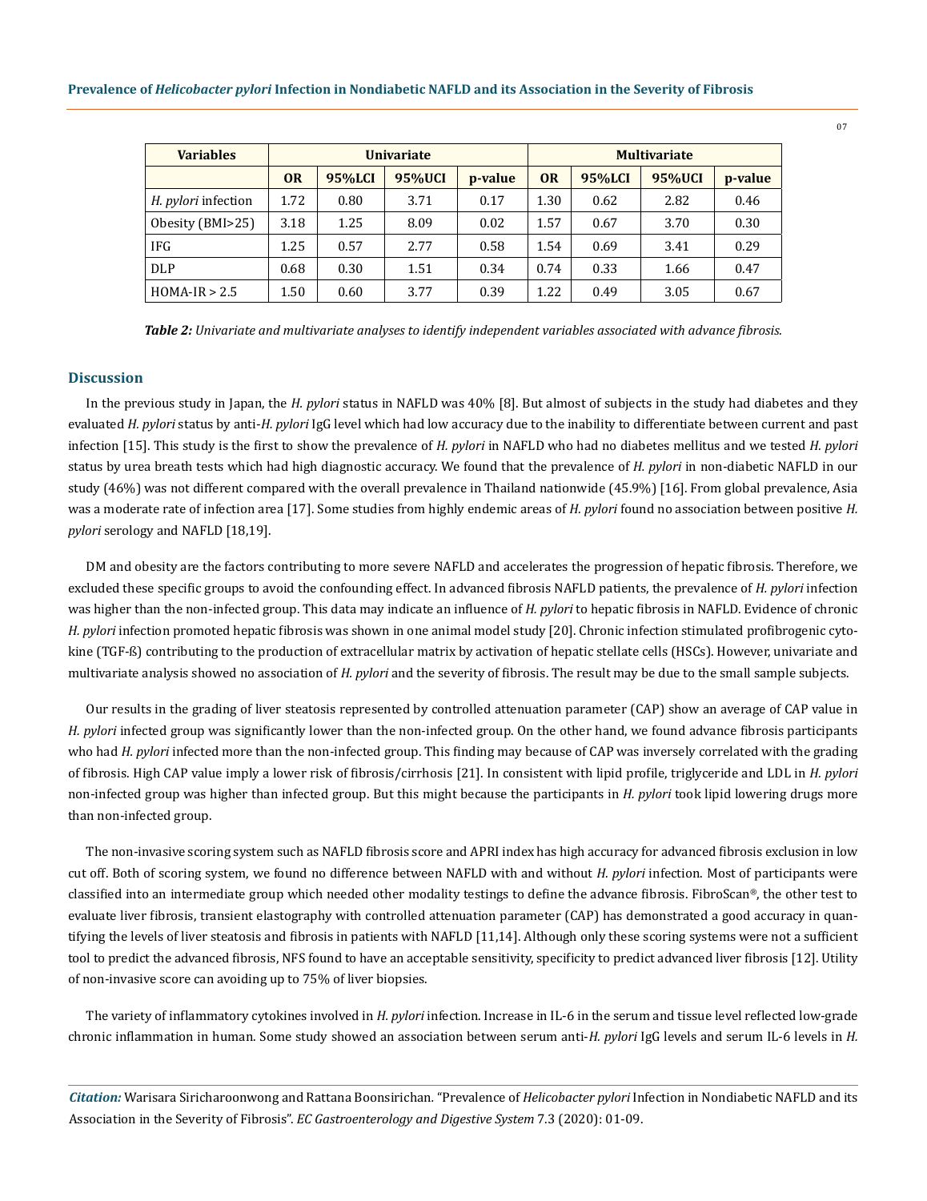| Variables | Univariate | | | | Multivariate | | | |
|---|---|---|---|---|---|---|---|---|
| | **OR** | **95%LCI** | **95%UCI** | **p-value** | **OR** | **95%LCI** | **95%UCI** | **p-value** |
| *H. pylori* infection | 1.72 | 0.80 | 3.71 | 0.17 | 1.30 | 0.62 | 2.82 | 0.46 |
| Obesity (BMI>25) | 3.18 | 1.25 | 8.09 | 0.02 | 1.57 | 0.67 | 3.70 | 0.30 |
| IFG | 1.25 | 0.57 | 2.77 | 0.58 | 1.54 | 0.69 | 3.41 | 0.29 |
| DLP | 0.68 | 0.30 | 1.51 | 0.34 | 0.74 | 0.33 | 1.66 | 0.47 |
| HOMA-IR > 2.5 | 1.50 | 0.60 | 3.77 | 0.39 | 1.22 | 0.49 | 3.05 | 0.67 |

***Table 2:** Univariate and multivariate analyses to identify independent variables associated with advance fibrosis.*

## Discussion

In the previous study in Japan, the *H. pylori* status in NAFLD was 40% [8]. But almost of subjects in the study had diabetes and they evaluated *H. pylori* status by anti-*H. pylori* IgG level which had low accuracy due to the inability to differentiate between current and past infection [15]. This study is the first to show the prevalence of *H. pylori* in NAFLD who had no diabetes mellitus and we tested *H. pylori* status by urea breath tests which had high diagnostic accuracy. We found that the prevalence of *H. pylori* in non-diabetic NAFLD in our study (46%) was not different compared with the overall prevalence in Thailand nationwide (45.9%) [16]. From global prevalence, Asia was a moderate rate of infection area [17]. Some studies from highly endemic areas of *H. pylori* found no association between positive *H. pylori* serology and NAFLD [18,19].

DM and obesity are the factors contributing to more severe NAFLD and accelerates the progression of hepatic fibrosis. Therefore, we excluded these specific groups to avoid the confounding effect. In advanced fibrosis NAFLD patients, the prevalence of *H. pylori* infection was higher than the non-infected group. This data may indicate an influence of *H. pylori* to hepatic fibrosis in NAFLD. Evidence of chronic *H. pylori* infection promoted hepatic fibrosis was shown in one animal model study [20]. Chronic infection stimulated profibrogenic cytokine (TGF-ß) contributing to the production of extracellular matrix by activation of hepatic stellate cells (HSCs). However, univariate and multivariate analysis showed no association of *H. pylori* and the severity of fibrosis. The result may be due to the small sample subjects.

Our results in the grading of liver steatosis represented by controlled attenuation parameter (CAP) show an average of CAP value in *H. pylori* infected group was significantly lower than the non-infected group. On the other hand, we found advance fibrosis participants who had *H. pylori* infected more than the non-infected group. This finding may because of CAP was inversely correlated with the grading of fibrosis. High CAP value imply a lower risk of fibrosis/cirrhosis [21]. In consistent with lipid profile, triglyceride and LDL in *H. pylori* non-infected group was higher than infected group. But this might because the participants in *H. pylori* took lipid lowering drugs more than non-infected group.

The non-invasive scoring system such as NAFLD fibrosis score and APRI index has high accuracy for advanced fibrosis exclusion in low cut off. Both of scoring system, we found no difference between NAFLD with and without *H. pylori* infection. Most of participants were classified into an intermediate group which needed other modality testings to define the advance fibrosis. FibroScan®, the other test to evaluate liver fibrosis, transient elastography with controlled attenuation parameter (CAP) has demonstrated a good accuracy in quantifying the levels of liver steatosis and fibrosis in patients with NAFLD [11,14]. Although only these scoring systems were not a sufficient tool to predict the advanced fibrosis, NFS found to have an acceptable sensitivity, specificity to predict advanced liver fibrosis [12]. Utility of non-invasive score can avoiding up to 75% of liver biopsies.

The variety of inflammatory cytokines involved in *H. pylori* infection. Increase in IL-6 in the serum and tissue level reflected low-grade chronic inflammation in human. Some study showed an association between serum anti-*H. pylori* IgG levels and serum IL-6 levels in *H.*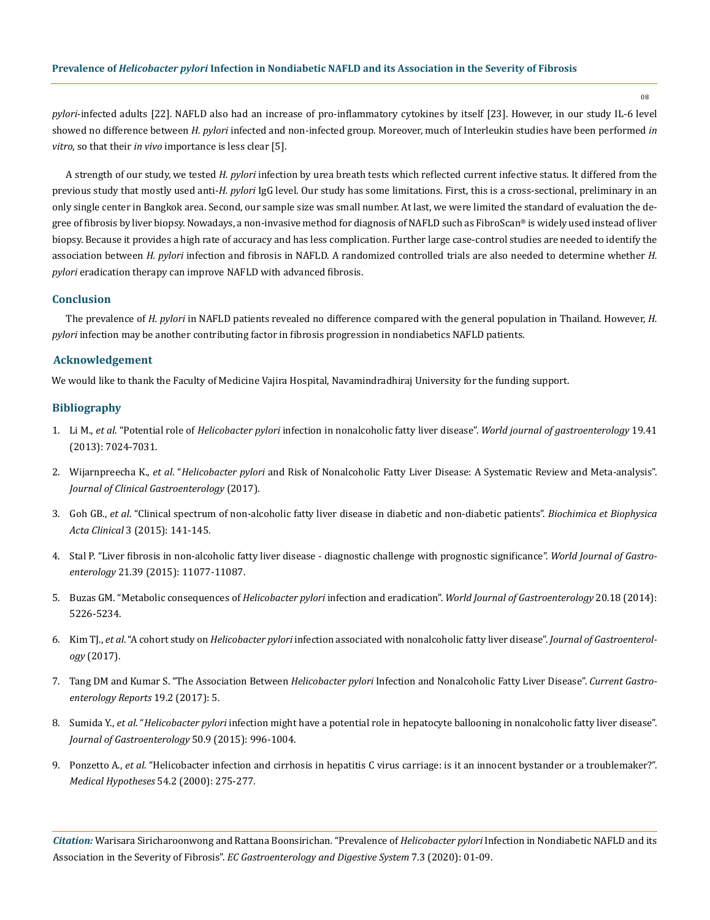*pylori*-infected adults [22]. NAFLD also had an increase of pro-inflammatory cytokines by itself [23]. However, in our study IL-6 level showed no difference between *H. pylori* infected and non-infected group. Moreover, much of Interleukin studies have been performed *in vitro*, so that their *in vivo* importance is less clear [5].

A strength of our study, we tested *H. pylori* infection by urea breath tests which reflected current infective status. It differed from the previous study that mostly used anti-*H. pylori* IgG level. Our study has some limitations. First, this is a cross-sectional, preliminary in an only single center in Bangkok area. Second, our sample size was small number. At last, we were limited the standard of evaluation the degree of fibrosis by liver biopsy. Nowadays, a non-invasive method for diagnosis of NAFLD such as FibroScan® is widely used instead of liver biopsy. Because it provides a high rate of accuracy and has less complication. Further large case-control studies are needed to identify the association between *H. pylori* infection and fibrosis in NAFLD. A randomized controlled trials are also needed to determine whether *H. pylori* eradication therapy can improve NAFLD with advanced fibrosis.

## Conclusion

The prevalence of *H. pylori* in NAFLD patients revealed no difference compared with the general population in Thailand. However, *H. pylori* infection may be another contributing factor in fibrosis progression in nondiabetics NAFLD patients.

## Acknowledgement

We would like to thank the Faculty of Medicine Vajira Hospital, Navamindradhiraj University for the funding support.

## Bibliography

1. Li M., *et al*. "Potential role of *Helicobacter pylori* infection in nonalcoholic fatty liver disease". *World journal of gastroenterology* 19.41 (2013): 7024-7031.
2. Wijarnpreecha K., *et al*. "*Helicobacter pylori* and Risk of Nonalcoholic Fatty Liver Disease: A Systematic Review and Meta-analysis". *Journal of Clinical Gastroenterology* (2017).
3. Goh GB., *et al*. "Clinical spectrum of non-alcoholic fatty liver disease in diabetic and non-diabetic patients". *Biochimica et Biophysica Acta Clinical* 3 (2015): 141-145.
4. Stal P. "Liver fibrosis in non-alcoholic fatty liver disease - diagnostic challenge with prognostic significance". *World Journal of Gastroenterology* 21.39 (2015): 11077-11087.
5. Buzas GM. "Metabolic consequences of *Helicobacter pylori* infection and eradication". *World Journal of Gastroenterology* 20.18 (2014): 5226-5234.
6. Kim TJ., *et al*. "A cohort study on *Helicobacter pylori* infection associated with nonalcoholic fatty liver disease". *Journal of Gastroenterology* (2017).
7. Tang DM and Kumar S. "The Association Between *Helicobacter pylori* Infection and Nonalcoholic Fatty Liver Disease". *Current Gastroenterology Reports* 19.2 (2017): 5.
8. Sumida Y., *et al*. "*Helicobacter pylori* infection might have a potential role in hepatocyte ballooning in nonalcoholic fatty liver disease". *Journal of Gastroenterology* 50.9 (2015): 996-1004.
9. Ponzetto A., *et al*. "Helicobacter infection and cirrhosis in hepatitis C virus carriage: is it an innocent bystander or a troublemaker?". *Medical Hypotheses* 54.2 (2000): 275-277.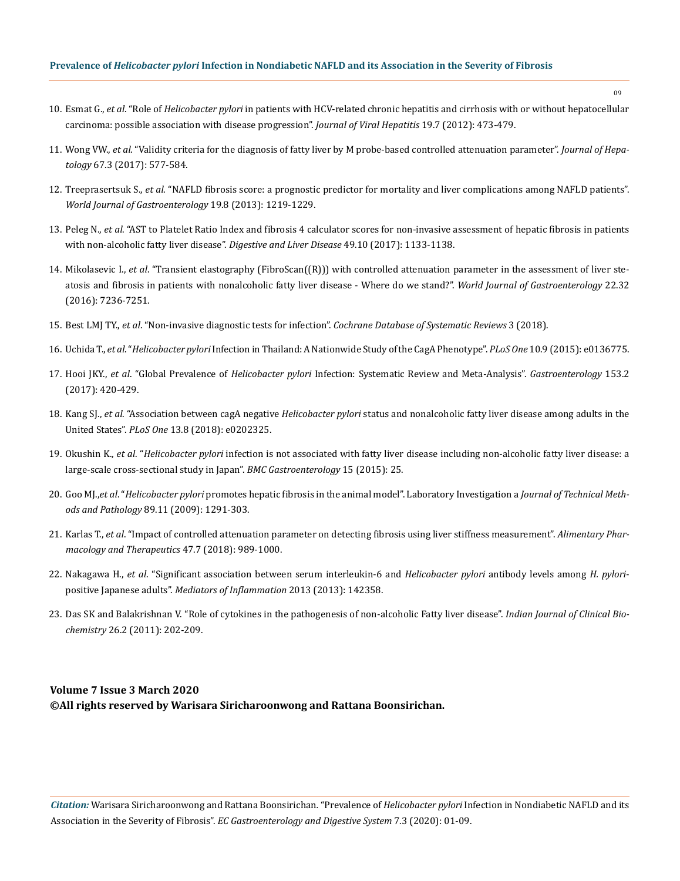10. Esmat G., *et al*. "Role of *Helicobacter pylori* in patients with HCV-related chronic hepatitis and cirrhosis with or without hepatocellular carcinoma: possible association with disease progression". *Journal of Viral Hepatitis* 19.7 (2012): 473-479.
11. Wong VW., *et al.* "Validity criteria for the diagnosis of fatty liver by M probe-based controlled attenuation parameter". *Journal of Hepatology* 67.3 (2017): 577-584.
12. Treeprasertsuk S., *et al.* "NAFLD fibrosis score: a prognostic predictor for mortality and liver complications among NAFLD patients". *World Journal of Gastroenterology* 19.8 (2013): 1219-1229.
13. Peleg N., *et al.* "AST to Platelet Ratio Index and fibrosis 4 calculator scores for non-invasive assessment of hepatic fibrosis in patients with non-alcoholic fatty liver disease". *Digestive and Liver Disease* 49.10 (2017): 1133-1138.
14. Mikolasevic I., *et al*. "Transient elastography (FibroScan((R))) with controlled attenuation parameter in the assessment of liver steatosis and fibrosis in patients with nonalcoholic fatty liver disease - Where do we stand?". *World Journal of Gastroenterology* 22.32 (2016): 7236-7251.
15. Best LMJ TY., *et al*. "Non-invasive diagnostic tests for infection". *Cochrane Database of Systematic Reviews* 3 (2018).
16. Uchida T., *et al*. "*Helicobacter pylori* Infection in Thailand: A Nationwide Study of the CagA Phenotype". *PLoS One* 10.9 (2015): e0136775.
17. Hooi JKY., *et al*. "Global Prevalence of *Helicobacter pylori* Infection: Systematic Review and Meta-Analysis". *Gastroenterology* 153.2 (2017): 420-429.
18. Kang SJ., *et al*. "Association between cagA negative *Helicobacter pylori* status and nonalcoholic fatty liver disease among adults in the United States". *PLoS One* 13.8 (2018): e0202325.
19. Okushin K., *et al*. "*Helicobacter pylori* infection is not associated with fatty liver disease including non-alcoholic fatty liver disease: a large-scale cross-sectional study in Japan". *BMC Gastroenterology* 15 (2015): 25.
20. Goo MJ.,*et al*. "*Helicobacter pylori* promotes hepatic fibrosis in the animal model". Laboratory Investigation a *Journal of Technical Methods and Pathology* 89.11 (2009): 1291-303.
21. Karlas T., *et al*. "Impact of controlled attenuation parameter on detecting fibrosis using liver stiffness measurement". *Alimentary Pharmacology and Therapeutics* 47.7 (2018): 989-1000.
22. Nakagawa H., *et al*. "Significant association between serum interleukin-6 and *Helicobacter pylori* antibody levels among *H. pylori*-positive Japanese adults". *Mediators of Inflammation* 2013 (2013): 142358.
23. Das SK and Balakrishnan V. "Role of cytokines in the pathogenesis of non-alcoholic Fatty liver disease". *Indian Journal of Clinical Biochemistry* 26.2 (2011): 202-209.

**Volume 7 Issue 3 March 2020**
**©All rights reserved by Warisara Siricharoonwong and Rattana Boonsirichan.**